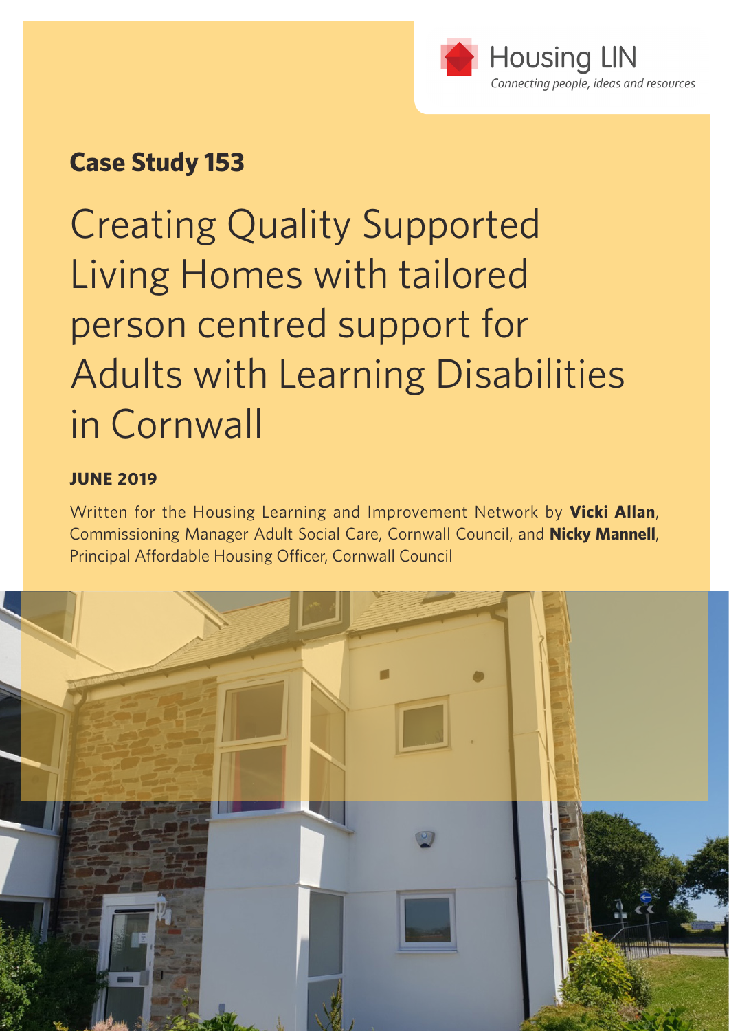Housing LIN
*Connecting people, ideas and resources*

**Case Study 153**

# Creating Quality Supported Living Homes with tailored person centred support for Adults with Learning Disabilities in Cornwall

**JUNE 2019**

Written for the Housing Learning and Improvement Network by **Vicki Allan**, Commissioning Manager Adult Social Care, Cornwall Council, and **Nicky Mannell**, Principal Affordable Housing Officer, Cornwall Council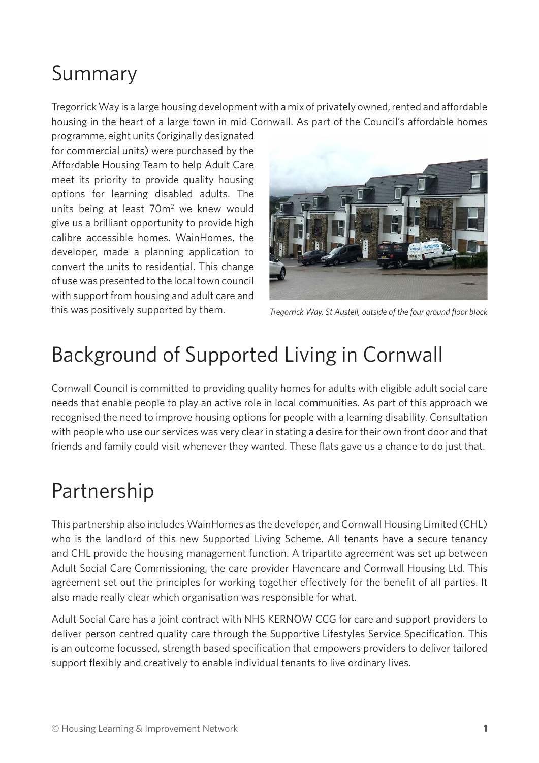# Summary

Tregorrick Way is a large housing development with a mix of privately owned, rented and affordable housing in the heart of a large town in mid Cornwall. As part of the Council's affordable homes programme, eight units (originally designated for commercial units) were purchased by the Affordable Housing Team to help Adult Care meet its priority to provide quality housing options for learning disabled adults. The units being at least $70m^2$ we knew would give us a brilliant opportunity to provide high calibre accessible homes. WainHomes, the developer, made a planning application to convert the units to residential. This change of use was presented to the local town council with support from housing and adult care and this was positively supported by them.

*Tregorrick Way, St Austell, outside of the four ground floor block*

# Background of Supported Living in Cornwall

Cornwall Council is committed to providing quality homes for adults with eligible adult social care needs that enable people to play an active role in local communities. As part of this approach we recognised the need to improve housing options for people with a learning disability. Consultation with people who use our services was very clear in stating a desire for their own front door and that friends and family could visit whenever they wanted. These flats gave us a chance to do just that.

# Partnership

This partnership also includes WainHomes as the developer, and Cornwall Housing Limited (CHL) who is the landlord of this new Supported Living Scheme. All tenants have a secure tenancy and CHL provide the housing management function. A tripartite agreement was set up between Adult Social Care Commissioning, the care provider Havencare and Cornwall Housing Ltd. This agreement set out the principles for working together effectively for the benefit of all parties. It also made really clear which organisation was responsible for what.

Adult Social Care has a joint contract with NHS KERNOW CCG for care and support providers to deliver person centred quality care through the Supportive Lifestyles Service Specification. This is an outcome focussed, strength based specification that empowers providers to deliver tailored support flexibly and creatively to enable individual tenants to live ordinary lives.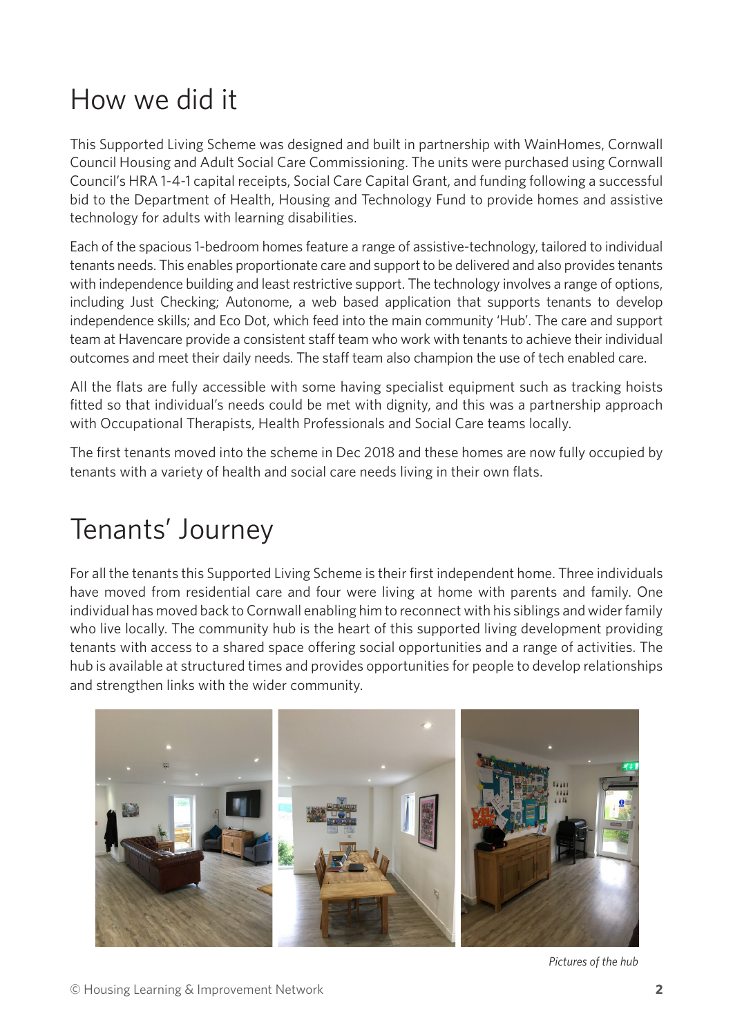## How we did it

This Supported Living Scheme was designed and built in partnership with WainHomes, Cornwall Council Housing and Adult Social Care Commissioning. The units were purchased using Cornwall Council's HRA 1-4-1 capital receipts, Social Care Capital Grant, and funding following a successful bid to the Department of Health, Housing and Technology Fund to provide homes and assistive technology for adults with learning disabilities.

Each of the spacious 1-bedroom homes feature a range of assistive-technology, tailored to individual tenants needs. This enables proportionate care and support to be delivered and also provides tenants with independence building and least restrictive support. The technology involves a range of options, including Just Checking; Autonome, a web based application that supports tenants to develop independence skills; and Eco Dot, which feed into the main community 'Hub'. The care and support team at Havencare provide a consistent staff team who work with tenants to achieve their individual outcomes and meet their daily needs. The staff team also champion the use of tech enabled care.

All the flats are fully accessible with some having specialist equipment such as tracking hoists fitted so that individual's needs could be met with dignity, and this was a partnership approach with Occupational Therapists, Health Professionals and Social Care teams locally.

The first tenants moved into the scheme in Dec 2018 and these homes are now fully occupied by tenants with a variety of health and social care needs living in their own flats.

## Tenants' Journey

For all the tenants this Supported Living Scheme is their first independent home. Three individuals have moved from residential care and four were living at home with parents and family. One individual has moved back to Cornwall enabling him to reconnect with his siblings and wider family who live locally. The community hub is the heart of this supported living development providing tenants with access to a shared space offering social opportunities and a range of activities. The hub is available at structured times and provides opportunities for people to develop relationships and strengthen links with the wider community.

*Pictures of the hub*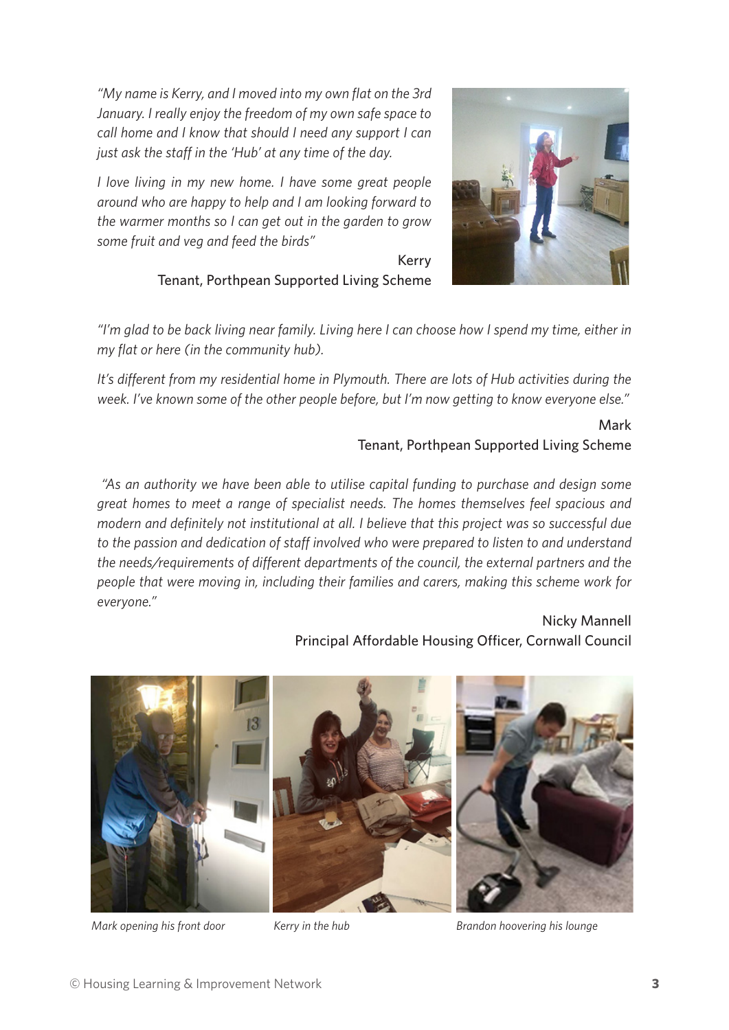*"My name is Kerry, and I moved into my own flat on the 3rd January. I really enjoy the freedom of my own safe space to call home and I know that should I need any support I can just ask the staff in the 'Hub' at any time of the day.*

*I love living in my new home. I have some great people around who are happy to help and I am looking forward to the warmer months so I can get out in the garden to grow some fruit and veg and feed the birds"*

Kerry
Tenant, Porthpean Supported Living Scheme

*"I'm glad to be back living near family. Living here I can choose how I spend my time, either in my flat or here (in the community hub).*

*It's different from my residential home in Plymouth. There are lots of Hub activities during the week. I've known some of the other people before, but I'm now getting to know everyone else."*

Mark
Tenant, Porthpean Supported Living Scheme

*"As an authority we have been able to utilise capital funding to purchase and design some great homes to meet a range of specialist needs. The homes themselves feel spacious and modern and definitely not institutional at all. I believe that this project was so successful due to the passion and dedication of staff involved who were prepared to listen to and understand the needs/requirements of different departments of the council, the external partners and the people that were moving in, including their families and carers, making this scheme work for everyone."*

Nicky Mannell
Principal Affordable Housing Officer, Cornwall Council

*Mark opening his front door*

*Kerry in the hub*

*Brandon hoovering his lounge*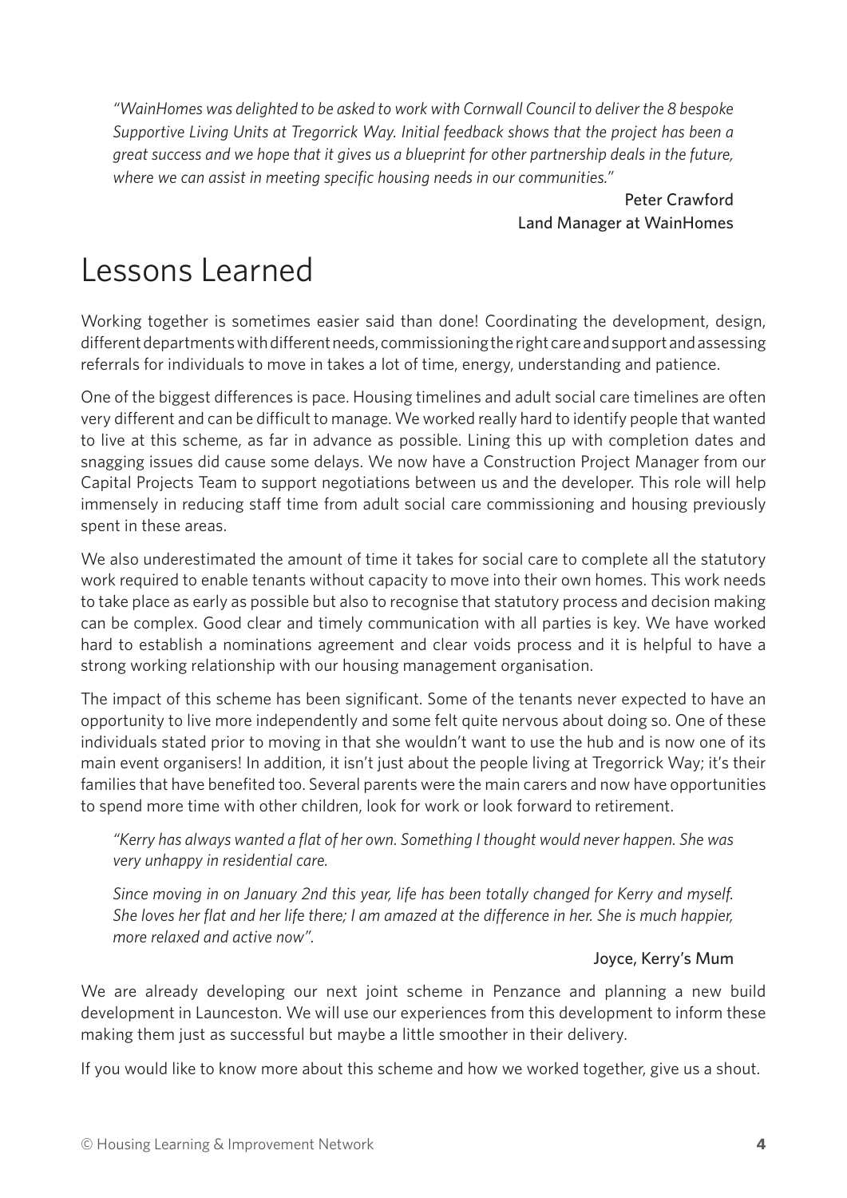*"WainHomes was delighted to be asked to work with Cornwall Council to deliver the 8 bespoke Supportive Living Units at Tregorrick Way. Initial feedback shows that the project has been a great success and we hope that it gives us a blueprint for other partnership deals in the future, where we can assist in meeting specific housing needs in our communities."*

Peter Crawford
Land Manager at WainHomes

# Lessons Learned

Working together is sometimes easier said than done! Coordinating the development, design, different departments with different needs, commissioning the right care and support and assessing referrals for individuals to move in takes a lot of time, energy, understanding and patience.

One of the biggest differences is pace. Housing timelines and adult social care timelines are often very different and can be difficult to manage. We worked really hard to identify people that wanted to live at this scheme, as far in advance as possible. Lining this up with completion dates and snagging issues did cause some delays. We now have a Construction Project Manager from our Capital Projects Team to support negotiations between us and the developer. This role will help immensely in reducing staff time from adult social care commissioning and housing previously spent in these areas.

We also underestimated the amount of time it takes for social care to complete all the statutory work required to enable tenants without capacity to move into their own homes. This work needs to take place as early as possible but also to recognise that statutory process and decision making can be complex. Good clear and timely communication with all parties is key. We have worked hard to establish a nominations agreement and clear voids process and it is helpful to have a strong working relationship with our housing management organisation.

The impact of this scheme has been significant. Some of the tenants never expected to have an opportunity to live more independently and some felt quite nervous about doing so. One of these individuals stated prior to moving in that she wouldn't want to use the hub and is now one of its main event organisers! In addition, it isn't just about the people living at Tregorrick Way; it's their families that have benefited too. Several parents were the main carers and now have opportunities to spend more time with other children, look for work or look forward to retirement.

*"Kerry has always wanted a flat of her own. Something I thought would never happen. She was very unhappy in residential care.*

*Since moving in on January 2nd this year, life has been totally changed for Kerry and myself. She loves her flat and her life there; I am amazed at the difference in her. She is much happier, more relaxed and active now".*

Joyce, Kerry's Mum

We are already developing our next joint scheme in Penzance and planning a new build development in Launceston. We will use our experiences from this development to inform these making them just as successful but maybe a little smoother in their delivery.

If you would like to know more about this scheme and how we worked together, give us a shout.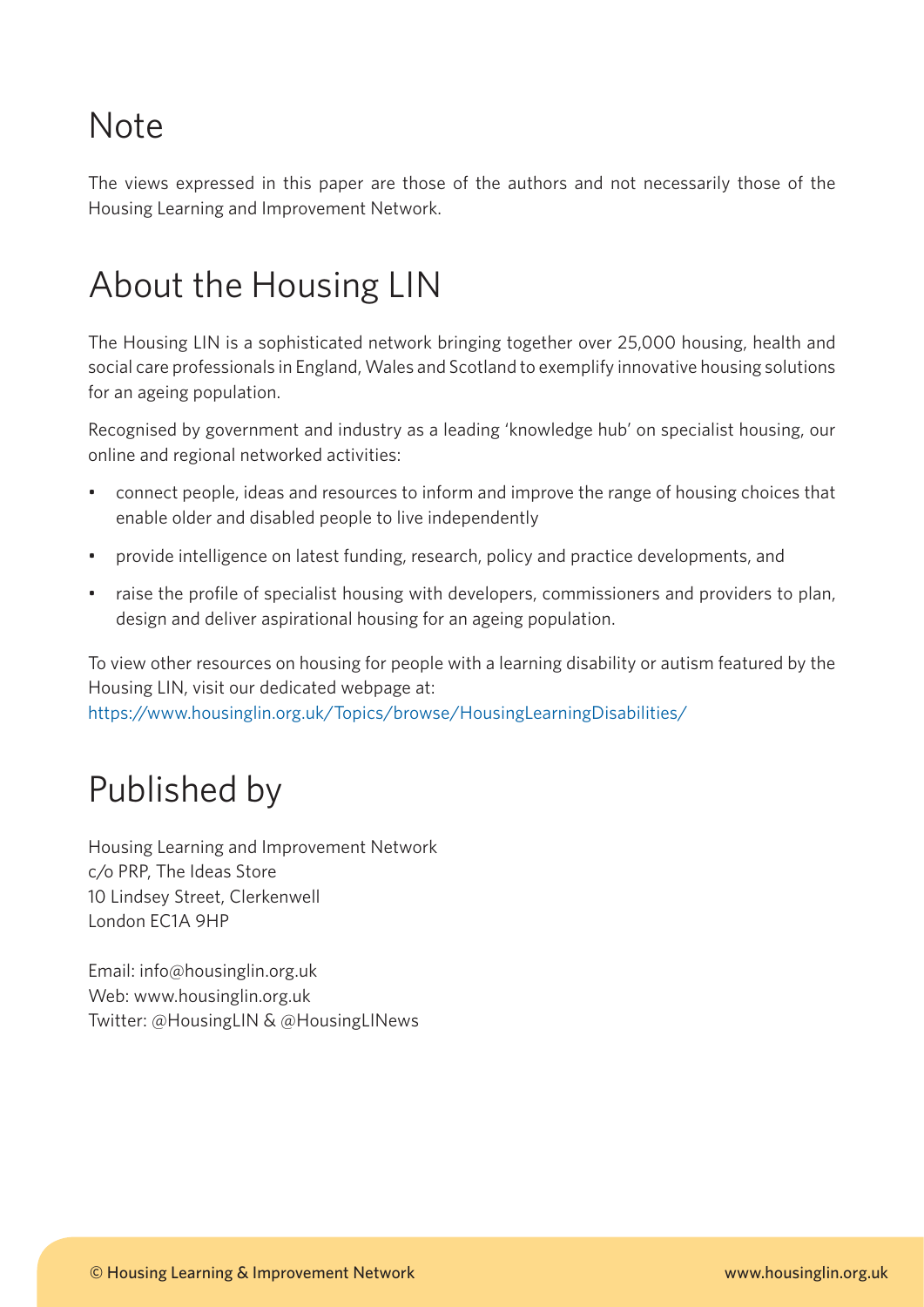## Note

The views expressed in this paper are those of the authors and not necessarily those of the Housing Learning and Improvement Network.

## About the Housing LIN

The Housing LIN is a sophisticated network bringing together over 25,000 housing, health and social care professionals in England, Wales and Scotland to exemplify innovative housing solutions for an ageing population.

Recognised by government and industry as a leading 'knowledge hub' on specialist housing, our online and regional networked activities:

- connect people, ideas and resources to inform and improve the range of housing choices that enable older and disabled people to live independently
- provide intelligence on latest funding, research, policy and practice developments, and
- raise the profile of specialist housing with developers, commissioners and providers to plan, design and deliver aspirational housing for an ageing population.

To view other resources on housing for people with a learning disability or autism featured by the Housing LIN, visit our dedicated webpage at:
https://www.housinglin.org.uk/Topics/browse/HousingLearningDisabilities/

## Published by

Housing Learning and Improvement Network
c/o PRP, The Ideas Store
10 Lindsey Street, Clerkenwell
London EC1A 9HP

Email: info@housinglin.org.uk
Web: www.housinglin.org.uk
Twitter: @HousingLIN & @HousingLINews